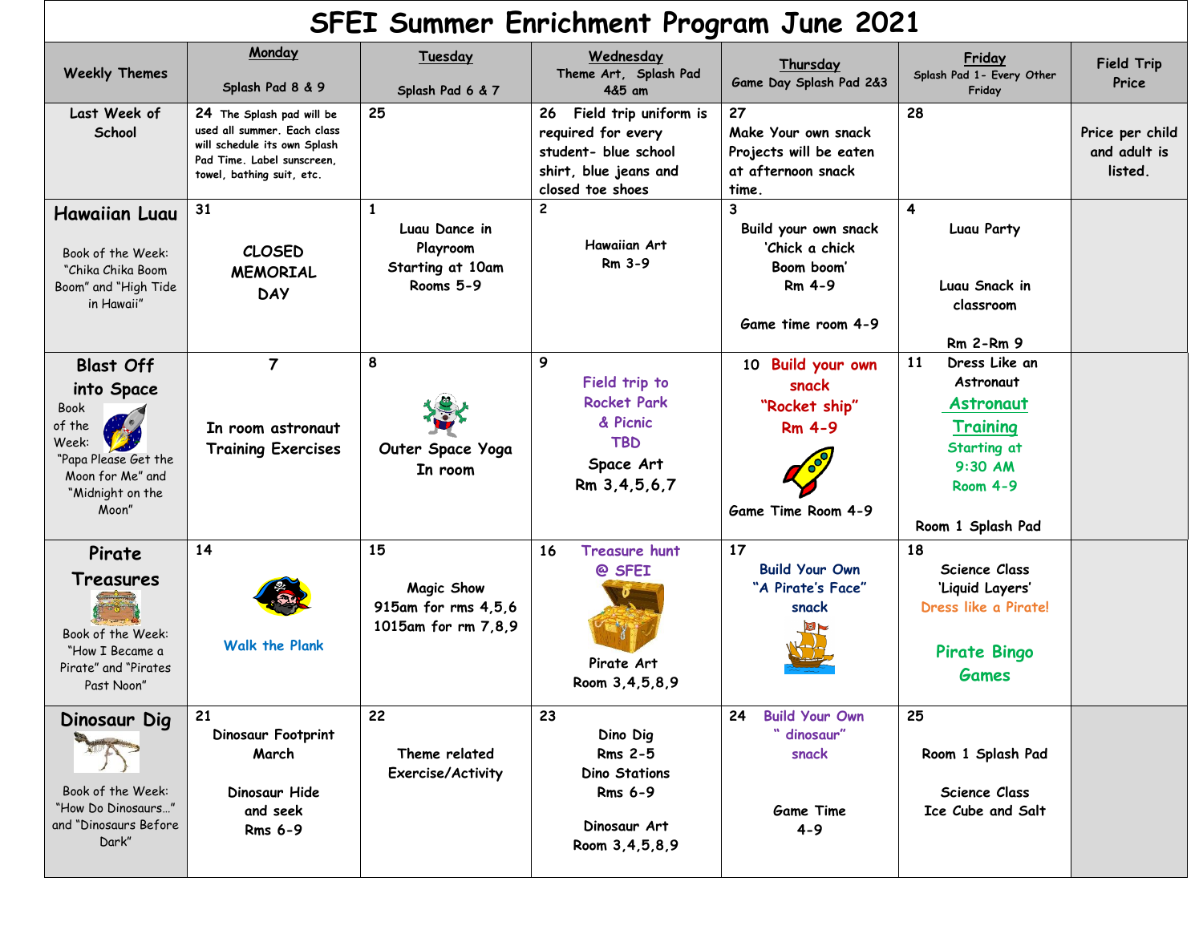# SFEI Summer Enrichment Program June 2021

| Weekly Themes | Monday<br>Splash Pad 8 & 9 | Tuesday<br>Splash Pad 6 & 7 | Wednesday<br>Theme Art, Splash Pad 4&5 am | Thursday<br>Game Day Splash Pad 2&3 | Friday<br>Splash Pad 1- Every Other Friday | Field Trip Price |
| --- | --- | --- | --- | --- | --- | --- |
| Last Week of School | 24 The Splash pad will be used all summer. Each class will schedule its own Splash Pad Time. Label sunscreen, towel, bathing suit, etc. | 25 | 26 Field trip uniform is required for every student- blue school shirt, blue jeans and closed toe shoes | 27 Make Your own snack Projects will be eaten at afternoon snack time. | 28 | Price per child and adult is listed. |
| **Hawaiian Luau**<br>Book of the Week: "Chika Chika Boom Boom" and "High Tide in Hawaii" | 31<br>CLOSED MEMORIAL DAY | 1<br>Luau Dance in Playroom Starting at 10am Rooms 5-9 | 2<br>Hawaiian Art Rm 3-9 | 3<br>Build your own snack 'Chick a chick Boom boom' Rm 4-9<br>Game time room 4-9 | 4<br>Luau Party<br>Luau Snack in classroom<br>Rm 2-Rm 9 | |
| **Blast Off into Space**<br>Book of the Week: "Papa Please Get the Moon for Me" and "Midnight on the Moon" | 7<br>In room astronaut Training Exercises | 8<br>Outer Space Yoga In room | 9<br>Field trip to Rocket Park & Picnic TBD<br>Space Art Rm 3,4,5,6,7 | 10 Build your own snack "Rocket ship" Rm 4-9<br>Game Time Room 4-9 | 11 Dress Like an Astronaut<br>Astronaut Training Starting at 9:30 AM Room 4-9<br>Room 1 Splash Pad | |
| **Pirate Treasures**<br>Book of the Week: "How I Became a Pirate" and "Pirates Past Noon" | 14<br>Walk the Plank | 15<br>Magic Show 915am for rms 4,5,6 1015am for rm 7,8,9 | 16 Treasure hunt @ SFEI<br>Pirate Art Room 3,4,5,8,9 | 17<br>Build Your Own "A Pirate's Face" snack | 18<br>Science Class 'Liquid Layers'<br>Dress like a Pirate!<br>Pirate Bingo Games | |
| **Dinosaur Dig**<br>Book of the Week: "How Do Dinosaurs…" and "Dinosaurs Before Dark" | 21<br>Dinosaur Footprint March<br>Dinosaur Hide and seek Rms 6-9 | 22<br>Theme related Exercise/Activity | 23<br>Dino Dig Rms 2-5<br>Dino Stations Rms 6-9<br>Dinosaur Art Room 3,4,5,8,9 | 24 Build Your Own " dinosaur" snack<br>Game Time 4-9 | 25<br>Room 1 Splash Pad<br>Science Class Ice Cube and Salt | |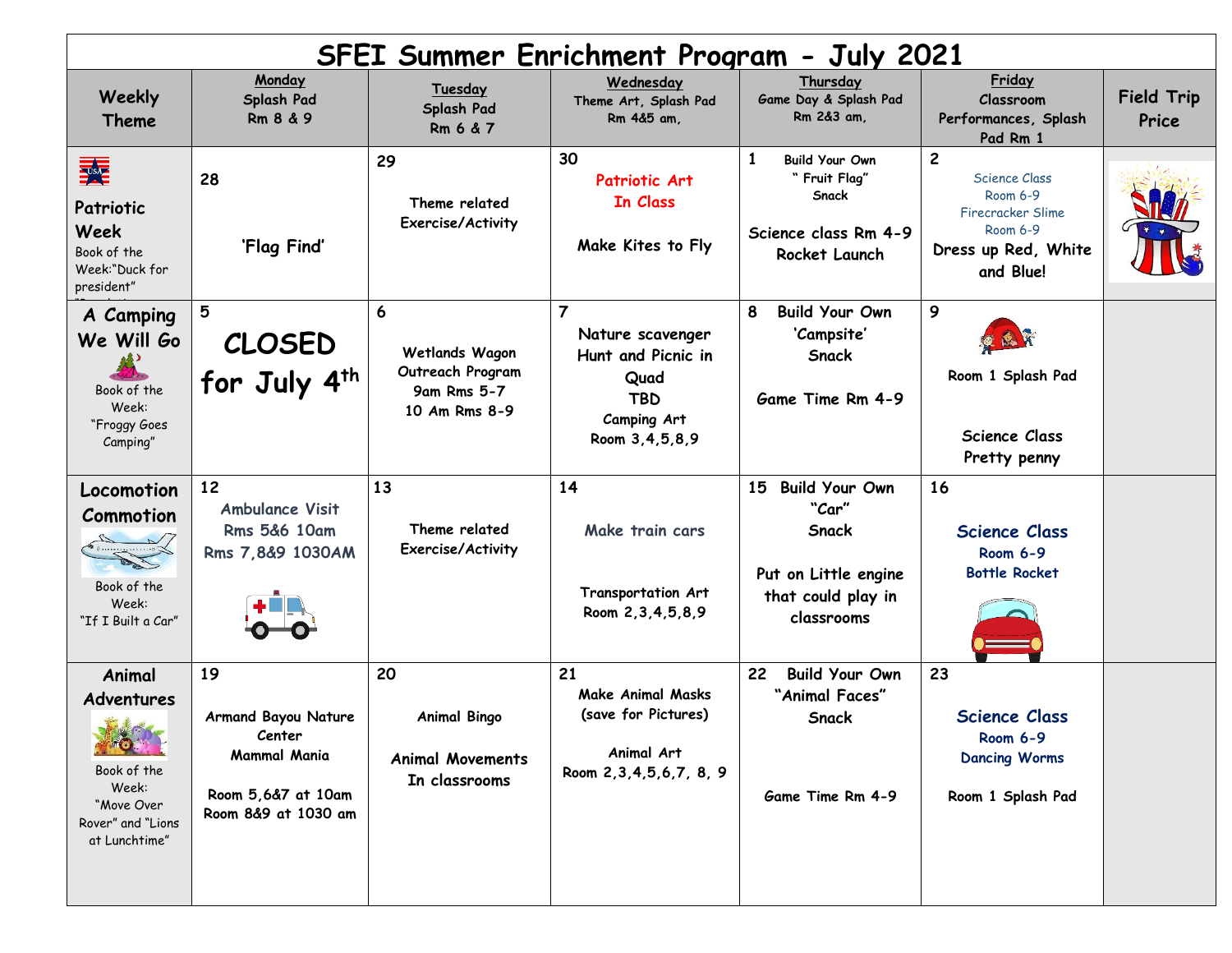# SFEI Summer Enrichment Program - July 2021

| Weekly Theme | Monday<br>Splash Pad<br>Rm 8 & 9 | Tuesday<br>Splash Pad<br>Rm 6 & 7 | Wednesday<br>Theme Art, Splash Pad<br>Rm 4&5 am, | Thursday<br>Game Day & Splash Pad<br>Rm 2&3 am, | Friday<br>Classroom Performances, Splash Pad Rm 1 | Field Trip Price |
|---|---|---|---|---|---|---|
| Patriotic Week<br>Book of the Week: "Duck for president" | 28<br>'Flag Find' | 29<br>Theme related Exercise/Activity | 30<br>Patriotic Art In Class<br>Make Kites to Fly | 1 Build Your Own " Fruit Flag" Snack<br>Science class Rm 4-9 Rocket Launch | 2<br>Science Class Room 6-9<br>Firecracker Slime Room 6-9<br>Dress up Red, White and Blue! | |
| A Camping We Will Go<br>Book of the Week: "Froggy Goes Camping" | 5<br>CLOSED for July 4th | 6<br>Wetlands Wagon Outreach Program<br>9am Rms 5-7<br>10 Am Rms 8-9 | 7<br>Nature scavenger Hunt and Picnic in Quad<br>TBD<br>Camping Art<br>Room 3,4,5,8,9 | 8 Build Your Own 'Campsite' Snack<br>Game Time Rm 4-9 | 9<br>Room 1 Splash Pad<br>Science Class<br>Pretty penny | |
| Locomotion Commotion<br>Book of the Week: "If I Built a Car" | 12<br>Ambulance Visit<br>Rms 5&6 10am<br>Rms 7,8&9 1030AM | 13<br>Theme related Exercise/Activity | 14<br>Make train cars<br>Transportation Art<br>Room 2,3,4,5,8,9 | 15 Build Your Own "Car" Snack<br>Put on Little engine that could play in classrooms | 16<br>Science Class<br>Room 6-9<br>Bottle Rocket | |
| Animal Adventures<br>Book of the Week: "Move Over Rover" and "Lions at Lunchtime" | 19<br>Armand Bayou Nature Center<br>Mammal Mania<br>Room 5,6&7 at 10am<br>Room 8&9 at 1030 am | 20<br>Animal Bingo<br>Animal Movements In classrooms | 21<br>Make Animal Masks (save for Pictures)<br>Animal Art<br>Room 2,3,4,5,6,7, 8, 9 | 22 Build Your Own "Animal Faces" Snack<br>Game Time Rm 4-9 | 23<br>Science Class<br>Room 6-9<br>Dancing Worms<br>Room 1 Splash Pad | |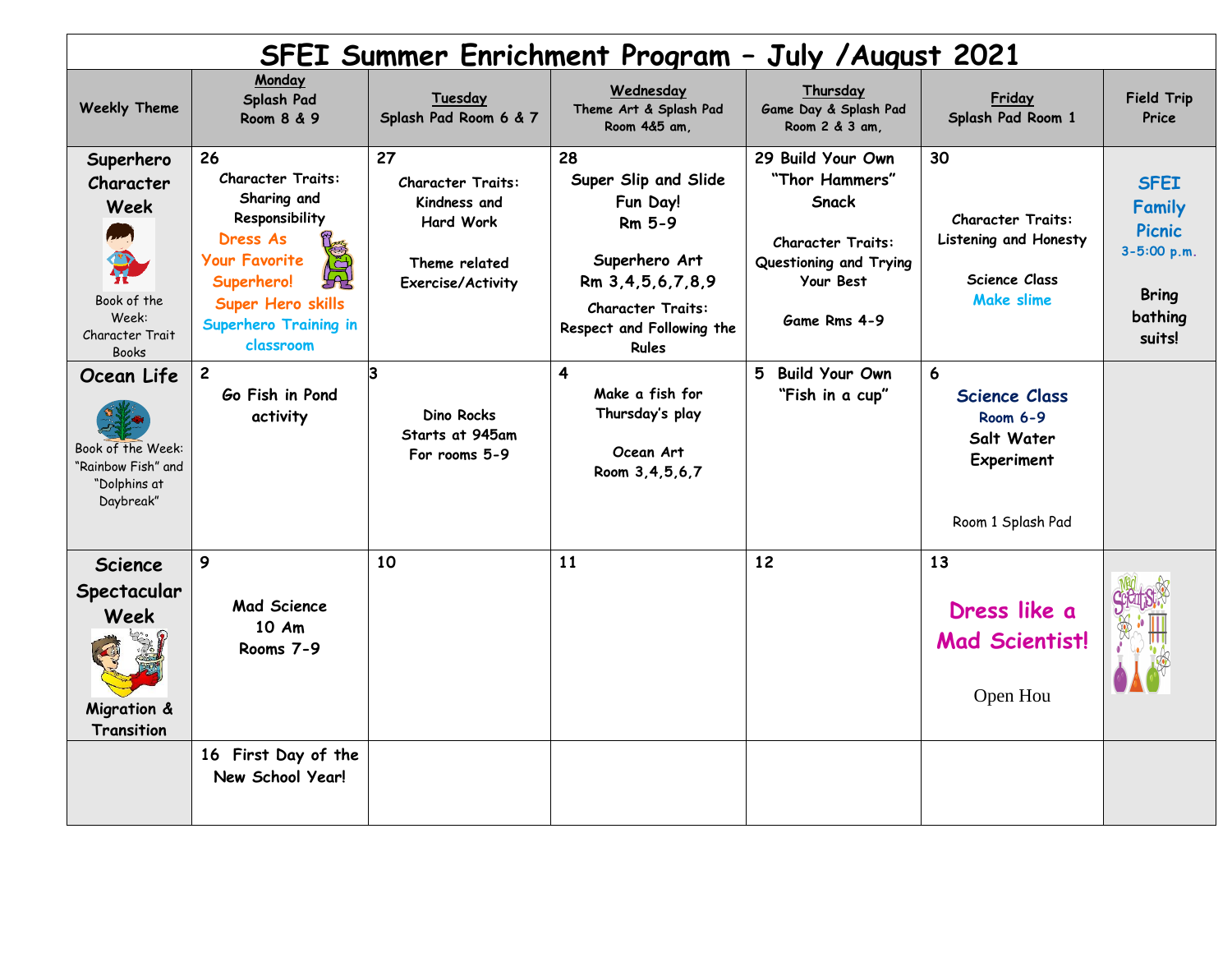# SFEI Summer Enrichment Program – July /August 2021

| Weekly Theme | Monday<br>Splash Pad<br>Room 8 & 9 | Tuesday<br>Splash Pad Room 6 & 7 | Wednesday<br>Theme Art & Splash Pad<br>Room 4&5 am, | Thursday<br>Game Day & Splash Pad<br>Room 2 & 3 am, | Friday<br>Splash Pad Room 1 | Field Trip Price |
|---|---|---|---|---|---|---|
| **Superhero Character Week**<br>Book of the Week: Character Trait Books | 26<br>Character Traits: Sharing and Responsibility<br>Dress As Your Favorite Superhero!<br>Super Hero skills<br>Superhero Training in classroom | 27<br>Character Traits: Kindness and Hard Work<br>Theme related Exercise/Activity | 28<br>Super Slip and Slide Fun Day!<br>Rm 5-9<br>Superhero Art<br>Rm 3,4,5,6,7,8,9<br>Character Traits: Respect and Following the Rules | 29 Build Your Own "Thor Hammers" Snack<br>Character Traits: Questioning and Trying Your Best<br>Game Rms 4-9 | 30<br>Character Traits: Listening and Honesty<br>Science Class<br>Make slime | SFEI Family Picnic<br>3-5:00 p.m.<br>Bring bathing suits! |
| **Ocean Life**<br>Book of the Week: "Rainbow Fish" and "Dolphins at Daybreak" | 2<br>Go Fish in Pond activity | 3<br>Dino Rocks<br>Starts at 945am<br>For rooms 5-9 | 4<br>Make a fish for Thursday's play<br>Ocean Art<br>Room 3,4,5,6,7 | 5 Build Your Own "Fish in a cup" | 6<br>Science Class<br>Room 6-9<br>Salt Water Experiment<br>Room 1 Splash Pad | |
| **Science Spectacular Week**<br>Migration & Transition | 9<br>Mad Science<br>10 Am<br>Rooms 7-9 | 10 | 11 | 12 | 13<br>Dress like a Mad Scientist!<br>Open Hou | |
| | 16 First Day of the New School Year! | | | | | |